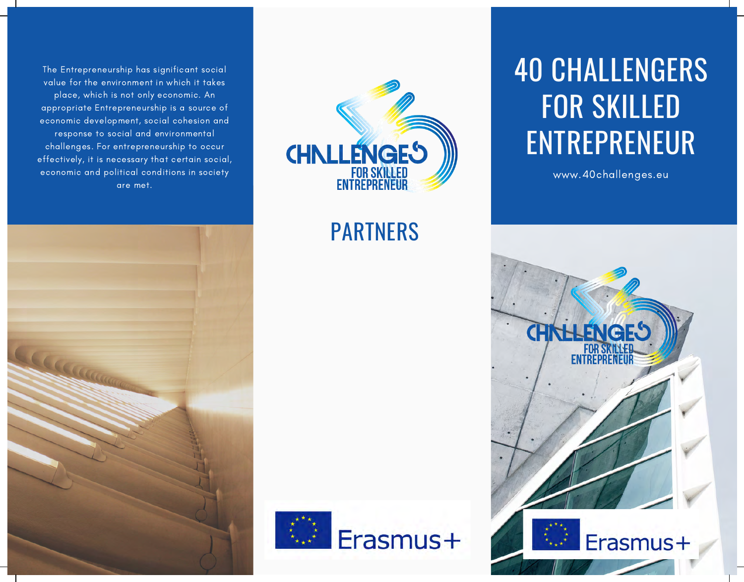The Entrepreneurship has significant social value for the environment in which it takes place, which is not only economic. An appropriate Entrepreneurship is a source of economic development, social cohesion and response to social and environmental challenges. For entrepreneurship to occur effectively, it is necessary that certain social, economic and political conditions in society are met.

CHALLENGES FOR SKILLED ENTREPRENEUR

## PARTNERS

Erasmus+

# 40 CHALLENGERS FOR SKILLED ENTREPRENEUR

www.40challenges.eu

CHALLENGES FOR SKILLED ENTREPRENEUR

Erasmus+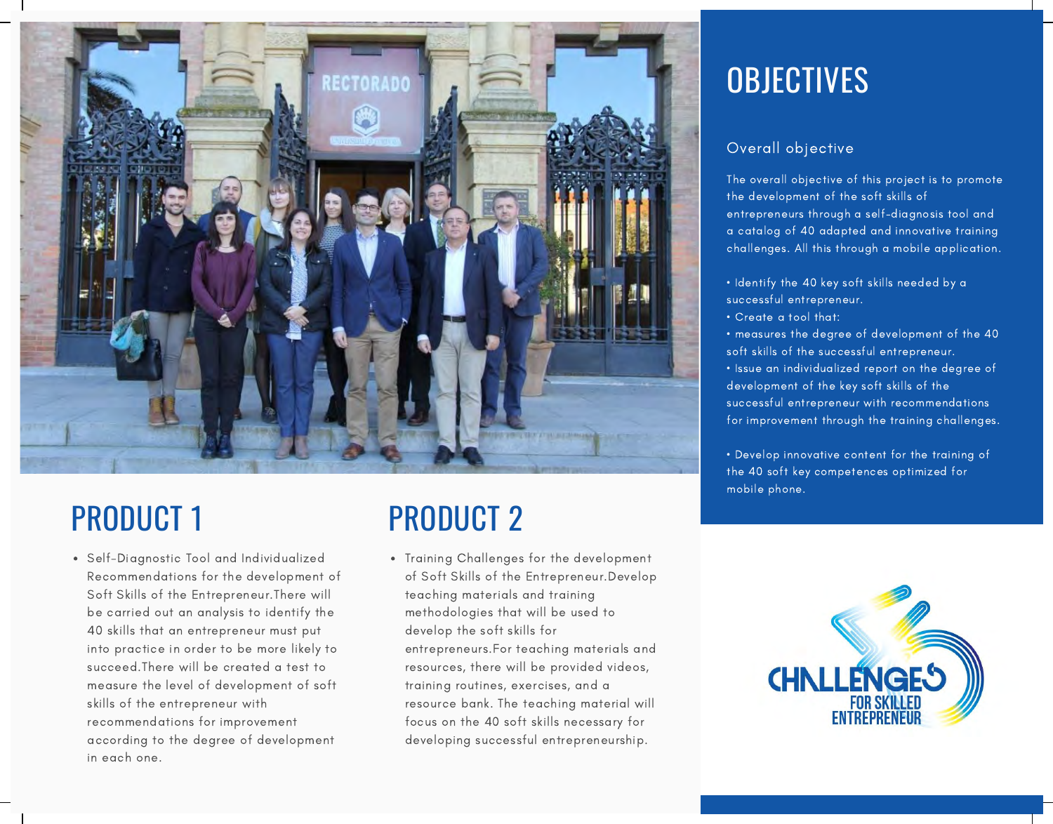# OBJECTIVES

## Overall objective

The overall objective of this project is to promote the development of the soft skills of entrepreneurs through a self-diagnosis tool and a catalog of 40 adapted and innovative training challenges. All this through a mobile application.

- Identify the 40 key soft skills needed by a successful entrepreneur.
- Create a tool that:
- measures the degree of development of the 40 soft skills of the successful entrepreneur.
- Issue an individualized report on the degree of development of the key soft skills of the successful entrepreneur with recommendations for improvement through the training challenges.

- Develop innovative content for the training of the 40 soft key competences optimized for mobile phone.

# PRODUCT 1

- Self-Diagnostic Tool and Individualized Recommendations for the development of Soft Skills of the Entrepreneur.There will be carried out an analysis to identify the 40 skills that an entrepreneur must put into practice in order to be more likely to succeed.There will be created a test to measure the level of development of soft skills of the entrepreneur with recommendations for improvement according to the degree of development in each one.

# PRODUCT 2

- Training Challenges for the development of Soft Skills of the Entrepreneur.Develop teaching materials and training methodologies that will be used to develop the soft skills for entrepreneurs.For teaching materials and resources, there will be provided videos, training routines, exercises, and a resource bank. The teaching material will focus on the 40 soft skills necessary for developing successful entrepreneurship.

CHALLENGES FOR SKILLED ENTREPRENEUR